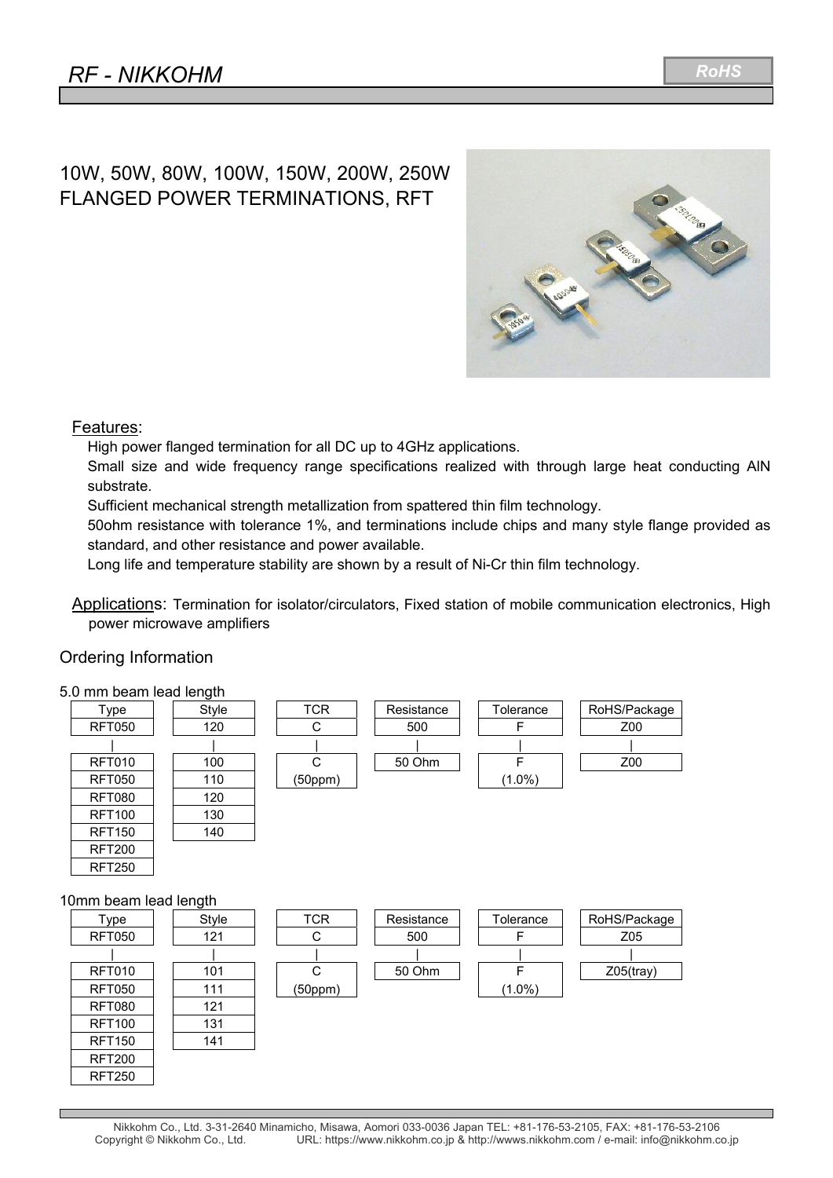# RF - NIKKOHM

RoHS

## 10W, 50W, 80W, 100W, 150W, 200W, 250W FLANGED POWER TERMINATIONS, RFT

### Features:

High power flanged termination for all DC up to 4GHz applications.

Small size and wide frequency range specifications realized with through large heat conducting AlN substrate.

Sufficient mechanical strength metallization from spattered thin film technology.

50ohm resistance with tolerance 1%, and terminations include chips and many style flange provided as standard, and other resistance and power available.

Long life and temperature stability are shown by a result of Ni-Cr thin film technology.

**Applications:** Termination for isolator/circulators, Fixed station of mobile communication electronics, High power microwave amplifiers

## Ordering Information

5.0 mm beam lead length

| Type | Style | TCR | Resistance | Tolerance | RoHS/Package |
|---|---|---|---|---|---|
| RFT050 | 120 | C | 500 | F | Z00 |
| \| | \| | \| | \| | \| | \| |
| RFT010 | 100 | C | 50 Ohm | F | Z00 |
| RFT050 | 110 | (50ppm) | | (1.0%) | |
| RFT080 | 120 | | | | |
| RFT100 | 130 | | | | |
| RFT150 | 140 | | | | |
| RFT200 | | | | | |
| RFT250 | | | | | |

10mm beam lead length

| Type | Style | TCR | Resistance | Tolerance | RoHS/Package |
|---|---|---|---|---|---|
| RFT050 | 121 | C | 500 | F | Z05 |
| \| | \| | \| | \| | \| | \| |
| RFT010 | 101 | C | 50 Ohm | F | Z05(tray) |
| RFT050 | 111 | (50ppm) | | (1.0%) | |
| RFT080 | 121 | | | | |
| RFT100 | 131 | | | | |
| RFT150 | 141 | | | | |
| RFT200 | | | | | |
| RFT250 | | | | | |

Nikkohm Co., Ltd. 3-31-2640 Minamicho, Misawa, Aomori 033-0036 Japan TEL: +81-176-53-2105, FAX: +81-176-53-2106
Copyright © Nikkohm Co., Ltd. URL: https://www.nikkohm.co.jp & http://wwws.nikkohm.com / e-mail: info@nikkohm.co.jp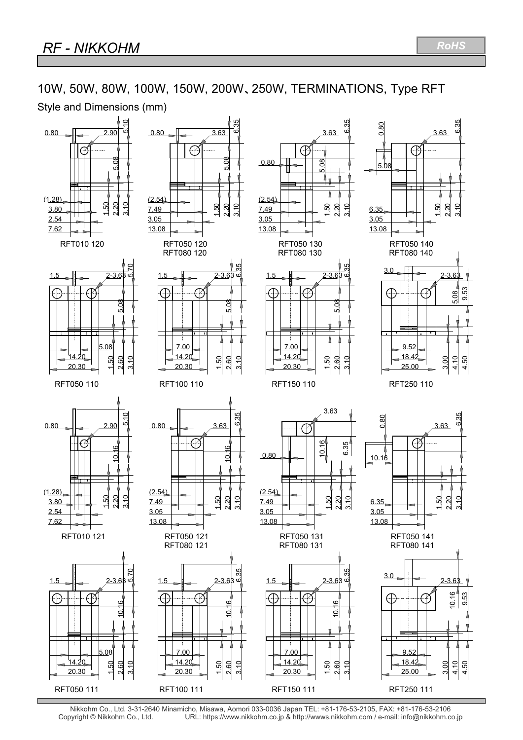# RF - NIKKOHM

## 10W, 50W, 80W, 100W, 150W, 200W、250W, TERMINATIONS, Type RFT

### Style and Dimensions (mm)

RFT010 120

RFT050 120
RFT080 120

RFT050 130
RFT080 130

RFT050 140
RFT080 140

RFT050 110

RFT100 110

RFT150 110

RFT250 110

RFT010 121

RFT050 121
RFT080 121

RFT050 131
RFT080 131

RFT050 141
RFT080 141

RFT050 111

RFT100 111

RFT150 111

RFT250 111

Nikkohm Co., Ltd. 3-31-2640 Minamicho, Misawa, Aomori 033-0036 Japan TEL: +81-176-53-2105, FAX: +81-176-53-2106
Copyright © Nikkohm Co., Ltd. URL: https://www.nikkohm.co.jp & http://wwws.nikkohm.com / e-mail: info@nikkohm.co.jp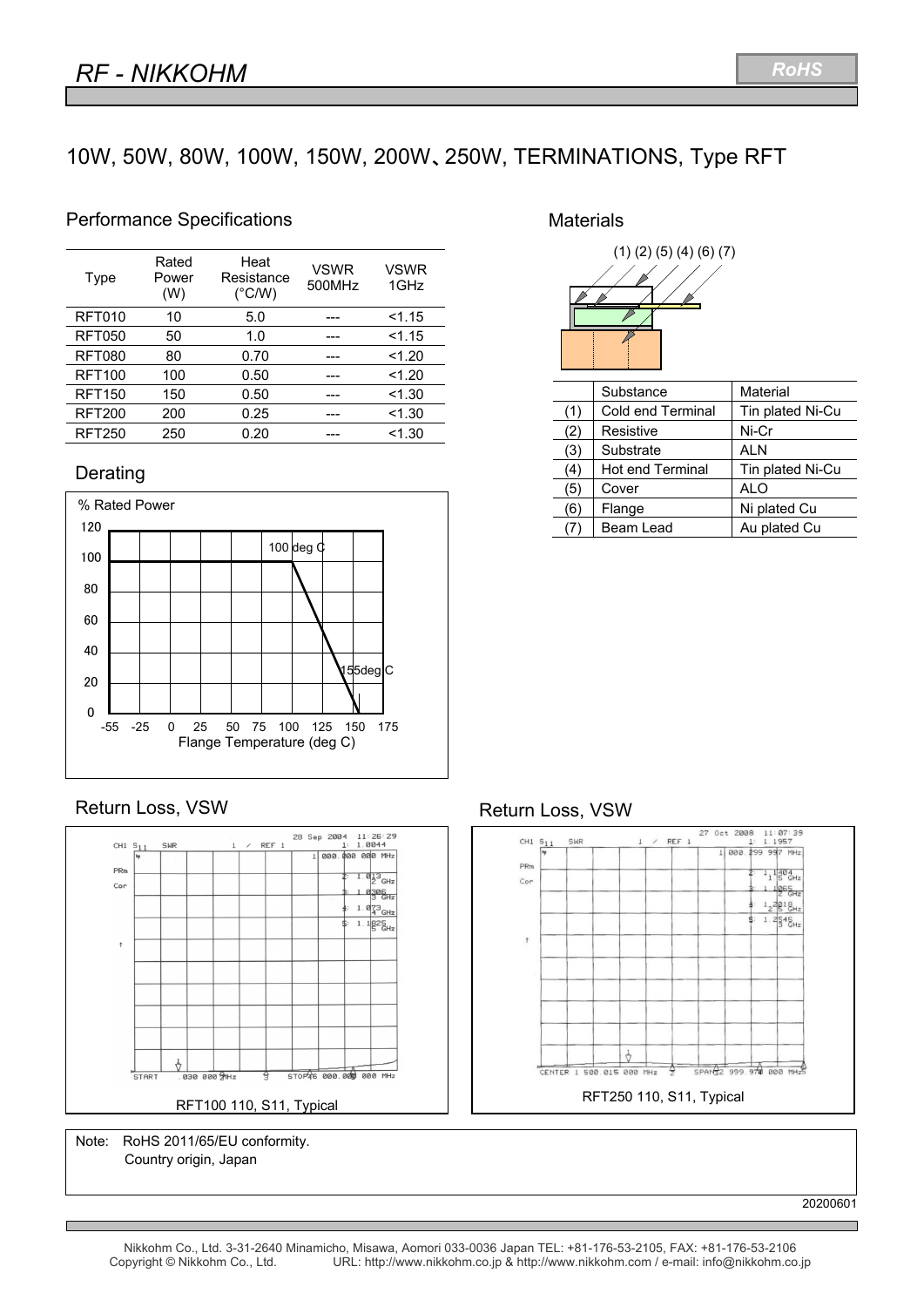# RF - NIKKOHM

RoHS

## 10W, 50W, 80W, 100W, 150W, 200W、250W, TERMINATIONS, Type RFT

### Performance Specifications

| Type | Rated Power (W) | Heat Resistance (°C/W) | VSWR 500MHz | VSWR 1GHz |
|---|---|---|---|---|
| RFT010 | 10 | 5.0 | --- | <1.15 |
| RFT050 | 50 | 1.0 | --- | <1.15 |
| RFT080 | 80 | 0.70 | --- | <1.20 |
| RFT100 | 100 | 0.50 | --- | <1.20 |
| RFT150 | 150 | 0.50 | --- | <1.30 |
| RFT200 | 200 | 0.25 | --- | <1.30 |
| RFT250 | 250 | 0.20 | --- | <1.30 |

### Derating

% Rated Power

120
100
80
60
40
20
0

100 deg C

155deg C

-55 -25 0 25 50 75 100 125 150 175

Flange Temperature (deg C)

### Materials

(1) (2) (5) (4) (6) (7)

| | Substance | Material |
|---|---|---|
| (1) | Cold end Terminal | Tin plated Ni-Cu |
| (2) | Resistive | Ni-Cr |
| (3) | Substrate | ALN |
| (4) | Hot end Terminal | Tin plated Ni-Cu |
| (5) | Cover | ALO |
| (6) | Flange | Ni plated Cu |
| (7) | Beam Lead | Au plated Cu |

### Return Loss, VSW

CH1 S11 SWR 1 / REF 1
28 Sep 2004 11:26:29
1: 1.0044
1 000.000 000 MHz
2: 1.013 2 GHz
3: 1.0306 3 GHz
4: 1.073 4 GHz
5: 1.1825 5 GHz
START .030 000 MHz STOP 6 000.000 000 MHz

RFT100 110, S11, Typical

### Return Loss, VSW

CH1 S11 SWR 1 / REF 1
27 Oct 2008 11:07:39
1: 1.1957
1 000.299 997 MHz
2: 1.1404 1.5 GHz
3: 1.1065 2 GHz
4: 1.2818 2.5 GHz
5: 1.2545 3 GHz
CENTER 1 500.015 000 MHz SPAN 2 999.970 000 MHz

RFT250 110, S11, Typical

Note: RoHS 2011/65/EU conformity.
Country origin, Japan

20200601

Nikkohm Co., Ltd. 3-31-2640 Minamicho, Misawa, Aomori 033-0036 Japan TEL: +81-176-53-2105, FAX: +81-176-53-2106
Copyright © Nikkohm Co., Ltd. URL: http://www.nikkohm.co.jp & http://www.nikkohm.com / e-mail: info@nikkohm.co.jp